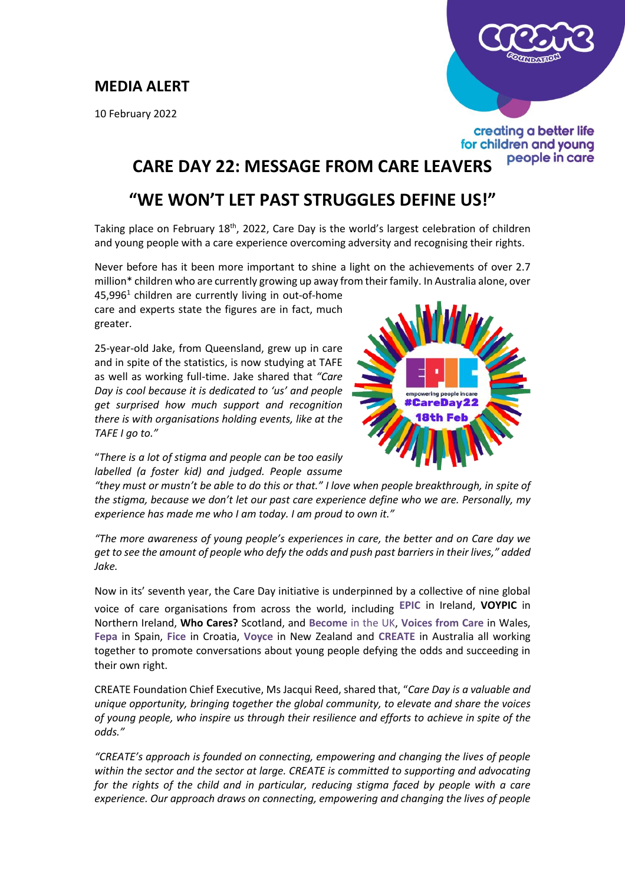## MEDIA ALERT

10 February 2022

creating a better life for children and young people in care

# CARE DAY 22: MESSAGE FROM CARE LEAVERS

# "WE WON'T LET PAST STRUGGLES DEFINE US!"

Taking place on February 18th, 2022, Care Day is the world's largest celebration of children and young people with a care experience overcoming adversity and recognising their rights.

Never before has it been more important to shine a light on the achievements of over 2.7 million* children who are currently growing up away from their family. In Australia alone, over 45,996[1] children are currently living in out-of-home care and experts state the figures are in fact, much greater.

25-year-old Jake, from Queensland, grew up in care and in spite of the statistics, is now studying at TAFE as well as working full-time. Jake shared that *"Care Day is cool because it is dedicated to 'us' and people get surprised how much support and recognition there is with organisations holding events, like at the TAFE I go to."*

"*There is a lot of stigma and people can be too easily labelled (a foster kid) and judged. People assume "they must or mustn't be able to do this or that." I love when people breakthrough, in spite of the stigma, because we don't let our past care experience define who we are. Personally, my experience has made me who I am today. I am proud to own it."*

*"The more awareness of young people's experiences in care, the better and on Care day we get to see the amount of people who defy the odds and push past barriers in their lives," added Jake.*

Now in its' seventh year, the Care Day initiative is underpinned by a collective of nine global voice of care organisations from across the world, including **EPIC** in Ireland, **VOYPIC** in Northern Ireland, **Who Cares?** Scotland, and **Become** in the UK, **Voices from Care** in Wales, **Fepa** in Spain, **Fice** in Croatia, **Voyce** in New Zealand and **CREATE** in Australia all working together to promote conversations about young people defying the odds and succeeding in their own right.

CREATE Foundation Chief Executive, Ms Jacqui Reed, shared that, "*Care Day is a valuable and unique opportunity, bringing together the global community, to elevate and share the voices of young people, who inspire us through their resilience and efforts to achieve in spite of the odds."*

*"CREATE's approach is founded on connecting, empowering and changing the lives of people within the sector and the sector at large. CREATE is committed to supporting and advocating for the rights of the child and in particular, reducing stigma faced by people with a care experience. Our approach draws on connecting, empowering and changing the lives of people*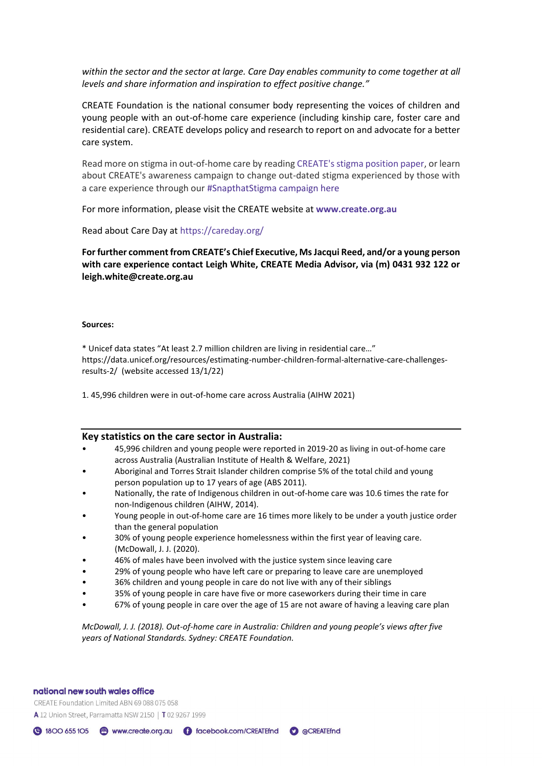*within the sector and the sector at large. Care Day enables community to come together at all levels and share information and inspiration to effect positive change."*

CREATE Foundation is the national consumer body representing the voices of children and young people with an out-of-home care experience (including kinship care, foster care and residential care). CREATE develops policy and research to report on and advocate for a better care system.

Read more on stigma in out-of-home care by reading CREATE's stigma position paper, or learn about CREATE's awareness campaign to change out-dated stigma experienced by those with a care experience through our #SnapthatStigma campaign here

For more information, please visit the CREATE website at **www.create.org.au**

Read about Care Day at https://careday.org/

**For further comment from CREATE's Chief Executive, Ms Jacqui Reed, and/or a young person with care experience contact Leigh White, CREATE Media Advisor, via (m) 0431 932 122 or leigh.white@create.org.au**

**Sources:**

* Unicef data states "At least 2.7 million children are living in residential care…" https://data.unicef.org/resources/estimating-number-children-formal-alternative-care-challenges-results-2/ (website accessed 13/1/22)

1. 45,996 children were in out-of-home care across Australia (AIHW 2021)

## Key statistics on the care sector in Australia:

- 45,996 children and young people were reported in 2019-20 as living in out-of-home care across Australia (Australian Institute of Health & Welfare, 2021)
- Aboriginal and Torres Strait Islander children comprise 5% of the total child and young person population up to 17 years of age (ABS 2011).
- Nationally, the rate of Indigenous children in out-of-home care was 10.6 times the rate for non-Indigenous children (AIHW, 2014).
- Young people in out-of-home care are 16 times more likely to be under a youth justice order than the general population
- 30% of young people experience homelessness within the first year of leaving care. (McDowall, J. J. (2020).
- 46% of males have been involved with the justice system since leaving care
- 29% of young people who have left care or preparing to leave care are unemployed
- 36% children and young people in care do not live with any of their siblings
- 35% of young people in care have five or more caseworkers during their time in care
- 67% of young people in care over the age of 15 are not aware of having a leaving care plan

*McDowall, J. J. (2018). Out-of-home care in Australia: Children and young people's views after five years of National Standards. Sydney: CREATE Foundation.*

national new south wales office

CREATE Foundation Limited ABN 69 088 075 058

A 12 Union Street, Parramatta NSW 2150 | T 02 9267 1999

1800 655 105 www.create.org.au facebook.com/CREATEfnd @CREATEfnd